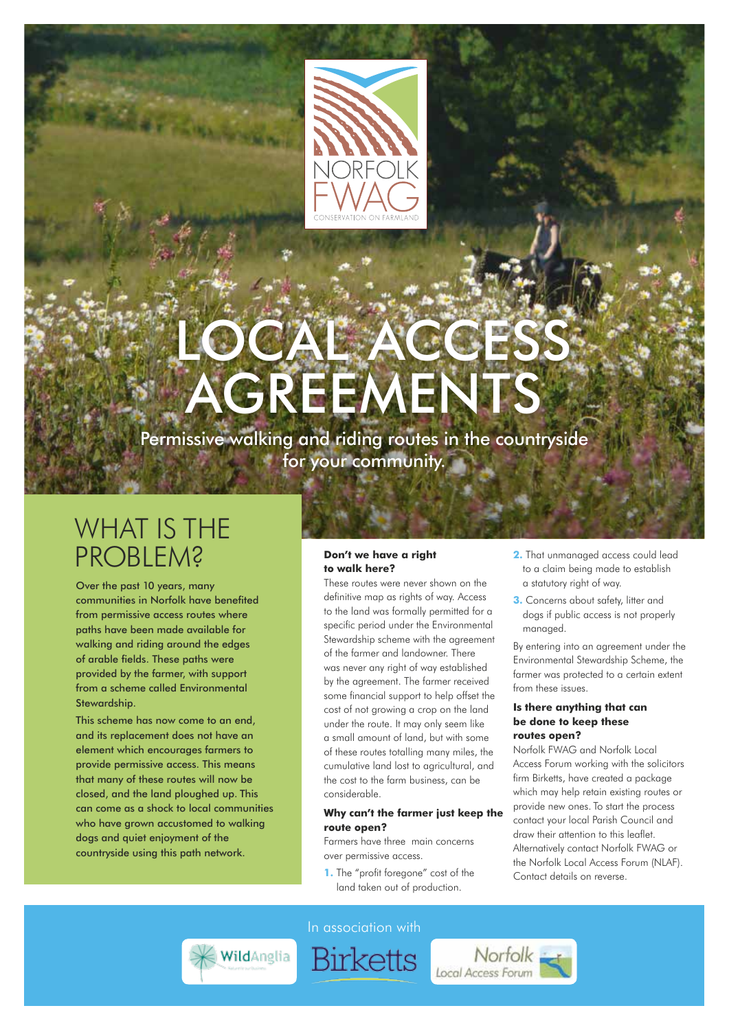NORFOLK FWAG

CONSERVATION ON FARMLAND

# LOCAL ACCESS AGREEMENTS

Permissive walking and riding routes in the countryside for your community.

## WHAT IS THE PROBLEM?

Over the past 10 years, many communities in Norfolk have benefited from permissive access routes where paths have been made available for walking and riding around the edges of arable fields. These paths were provided by the farmer, with support from a scheme called Environmental Stewardship.

This scheme has now come to an end, and its replacement does not have an element which encourages farmers to provide permissive access. This means that many of these routes will now be closed, and the land ploughed up. This can come as a shock to local communities who have grown accustomed to walking dogs and quiet enjoyment of the countryside using this path network.

### Don't we have a right to walk here?

These routes were never shown on the definitive map as rights of way. Access to the land was formally permitted for a specific period under the Environmental Stewardship scheme with the agreement of the farmer and landowner. There was never any right of way established by the agreement. The farmer received some financial support to help offset the cost of not growing a crop on the land under the route. It may only seem like a small amount of land, but with some of these routes totalling many miles, the cumulative land lost to agricultural, and the cost to the farm business, can be considerable.

### Why can't the farmer just keep the route open?

Farmers have three main concerns over permissive access.

1. The "profit foregone" cost of the land taken out of production.
2. That unmanaged access could lead to a claim being made to establish a statutory right of way.
3. Concerns about safety, litter and dogs if public access is not properly managed.

By entering into an agreement under the Environmental Stewardship Scheme, the farmer was protected to a certain extent from these issues.

### Is there anything that can be done to keep these routes open?

Norfolk FWAG and Norfolk Local Access Forum working with the solicitors firm Birketts, have created a package which may help retain existing routes or provide new ones. To start the process contact your local Parish Council and draw their attention to this leaflet. Alternatively contact Norfolk FWAG or the Norfolk Local Access Forum (NLAF). Contact details on reverse.

In association with

WildAnglia | Birketts | Norfolk Local Access Forum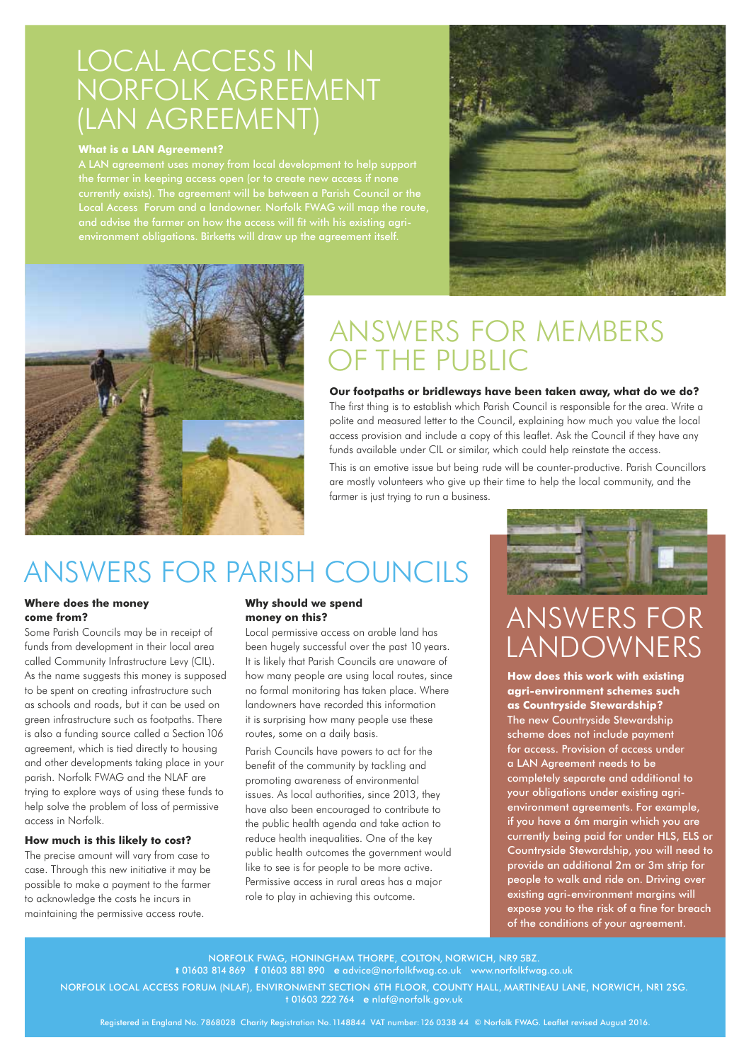# LOCAL ACCESS IN NORFOLK AGREEMENT (LAN AGREEMENT)

**What is a LAN Agreement?**

A LAN agreement uses money from local development to help support the farmer in keeping access open (or to create new access if none currently exists). The agreement will be between a Parish Council or the Local Access Forum and a landowner. Norfolk FWAG will map the route, and advise the farmer on how the access will fit with his existing agri-environment obligations. Birketts will draw up the agreement itself.

# ANSWERS FOR MEMBERS OF THE PUBLIC

**Our footpaths or bridleways have been taken away, what do we do?**

The first thing is to establish which Parish Council is responsible for the area. Write a polite and measured letter to the Council, explaining how much you value the local access provision and include a copy of this leaflet. Ask the Council if they have any funds available under CIL or similar, which could help reinstate the access.

This is an emotive issue but being rude will be counter-productive. Parish Councillors are mostly volunteers who give up their time to help the local community, and the farmer is just trying to run a business.

# ANSWERS FOR PARISH COUNCILS

**Where does the money come from?**

Some Parish Councils may be in receipt of funds from development in their local area called Community Infrastructure Levy (CIL). As the name suggests this money is supposed to be spent on creating infrastructure such as schools and roads, but it can be used on green infrastructure such as footpaths. There is also a funding source called a Section 106 agreement, which is tied directly to housing and other developments taking place in your parish. Norfolk FWAG and the NLAF are trying to explore ways of using these funds to help solve the problem of loss of permissive access in Norfolk.

**How much is this likely to cost?**

The precise amount will vary from case to case. Through this new initiative it may be possible to make a payment to the farmer to acknowledge the costs he incurs in maintaining the permissive access route.

**Why should we spend money on this?**

Local permissive access on arable land has been hugely successful over the past 10 years. It is likely that Parish Councils are unaware of how many people are using local routes, since no formal monitoring has taken place. Where landowners have recorded this information it is surprising how many people use these routes, some on a daily basis.

Parish Councils have powers to act for the benefit of the community by tackling and promoting awareness of environmental issues. As local authorities, since 2013, they have also been encouraged to contribute to the public health agenda and take action to reduce health inequalities. One of the key public health outcomes the government would like to see is for people to be more active. Permissive access in rural areas has a major role to play in achieving this outcome.

# ANSWERS FOR LANDOWNERS

**How does this work with existing agri-environment schemes such as Countryside Stewardship?**

The new Countryside Stewardship scheme does not include payment for access. Provision of access under a LAN Agreement needs to be completely separate and additional to your obligations under existing agri-environment agreements. For example, if you have a 6m margin which you are currently being paid for under HLS, ELS or Countryside Stewardship, you will need to provide an additional 2m or 3m strip for people to walk and ride on. Driving over existing agri-environment margins will expose you to the risk of a fine for breach of the conditions of your agreement.

NORFOLK FWAG, HONINGHAM THORPE, COLTON, NORWICH, NR9 5BZ.
**t** 01603 814 869 **f** 01603 881 890 **e** advice@norfolkfwag.co.uk www.norfolkfwag.co.uk

NORFOLK LOCAL ACCESS FORUM (NLAF), ENVIRONMENT SECTION 6TH FLOOR, COUNTY HALL, MARTINEAU LANE, NORWICH, NR1 2SG.
**t** 01603 222 764 **e** nlaf@norfolk.gov.uk

Registered in England No. 7868028 Charity Registration No. 1148844 VAT number: 126 0338 44 © Norfolk FWAG. Leaflet revised August 2016.